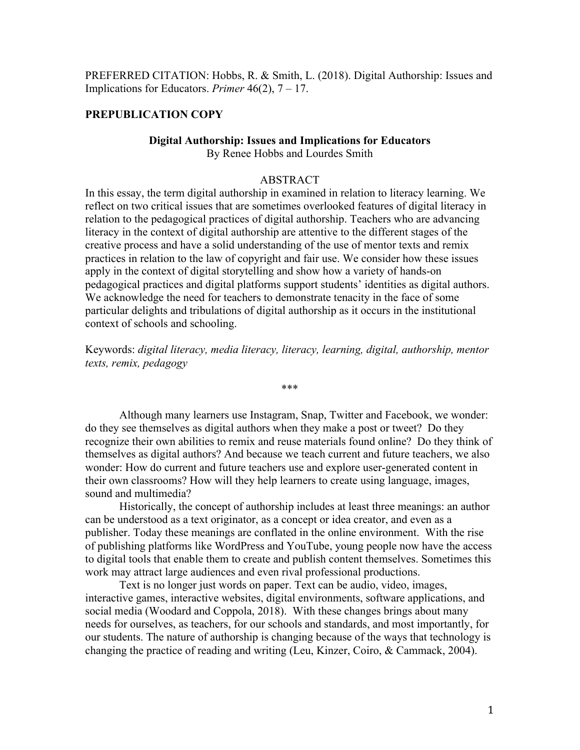PREFERRED CITATION: Hobbs, R. & Smith, L. (2018). Digital Authorship: Issues and Implications for Educators. *Primer* 46(2), 7 – 17.

**PREPUBLICATION COPY**

# Digital Authorship: Issues and Implications for Educators

By Renee Hobbs and Lourdes Smith

## ABSTRACT

In this essay, the term digital authorship in examined in relation to literacy learning. We reflect on two critical issues that are sometimes overlooked features of digital literacy in relation to the pedagogical practices of digital authorship. Teachers who are advancing literacy in the context of digital authorship are attentive to the different stages of the creative process and have a solid understanding of the use of mentor texts and remix practices in relation to the law of copyright and fair use. We consider how these issues apply in the context of digital storytelling and show how a variety of hands-on pedagogical practices and digital platforms support students' identities as digital authors. We acknowledge the need for teachers to demonstrate tenacity in the face of some particular delights and tribulations of digital authorship as it occurs in the institutional context of schools and schooling.

Keywords: *digital literacy, media literacy, literacy, learning, digital, authorship, mentor texts, remix, pedagogy*

***

Although many learners use Instagram, Snap, Twitter and Facebook, we wonder: do they see themselves as digital authors when they make a post or tweet? Do they recognize their own abilities to remix and reuse materials found online? Do they think of themselves as digital authors? And because we teach current and future teachers, we also wonder: How do current and future teachers use and explore user-generated content in their own classrooms? How will they help learners to create using language, images, sound and multimedia?

Historically, the concept of authorship includes at least three meanings: an author can be understood as a text originator, as a concept or idea creator, and even as a publisher. Today these meanings are conflated in the online environment. With the rise of publishing platforms like WordPress and YouTube, young people now have the access to digital tools that enable them to create and publish content themselves. Sometimes this work may attract large audiences and even rival professional productions.

Text is no longer just words on paper. Text can be audio, video, images, interactive games, interactive websites, digital environments, software applications, and social media (Woodard and Coppola, 2018). With these changes brings about many needs for ourselves, as teachers, for our schools and standards, and most importantly, for our students. The nature of authorship is changing because of the ways that technology is changing the practice of reading and writing (Leu, Kinzer, Coiro, & Cammack, 2004).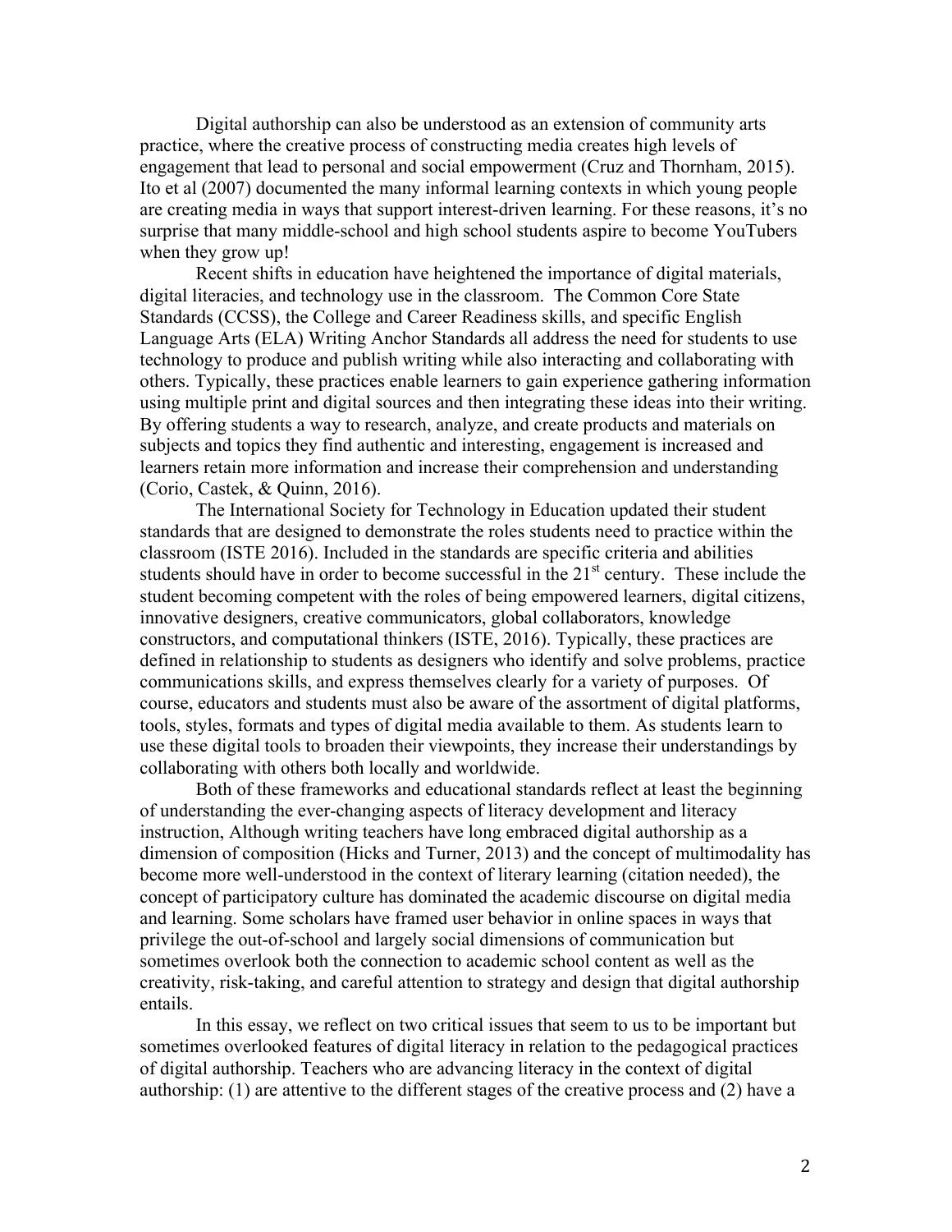Digital authorship can also be understood as an extension of community arts practice, where the creative process of constructing media creates high levels of engagement that lead to personal and social empowerment (Cruz and Thornham, 2015). Ito et al (2007) documented the many informal learning contexts in which young people are creating media in ways that support interest-driven learning. For these reasons, it's no surprise that many middle-school and high school students aspire to become YouTubers when they grow up!

Recent shifts in education have heightened the importance of digital materials, digital literacies, and technology use in the classroom. The Common Core State Standards (CCSS), the College and Career Readiness skills, and specific English Language Arts (ELA) Writing Anchor Standards all address the need for students to use technology to produce and publish writing while also interacting and collaborating with others. Typically, these practices enable learners to gain experience gathering information using multiple print and digital sources and then integrating these ideas into their writing. By offering students a way to research, analyze, and create products and materials on subjects and topics they find authentic and interesting, engagement is increased and learners retain more information and increase their comprehension and understanding (Corio, Castek, & Quinn, 2016).

The International Society for Technology in Education updated their student standards that are designed to demonstrate the roles students need to practice within the classroom (ISTE 2016). Included in the standards are specific criteria and abilities students should have in order to become successful in the 21st century. These include the student becoming competent with the roles of being empowered learners, digital citizens, innovative designers, creative communicators, global collaborators, knowledge constructors, and computational thinkers (ISTE, 2016). Typically, these practices are defined in relationship to students as designers who identify and solve problems, practice communications skills, and express themselves clearly for a variety of purposes. Of course, educators and students must also be aware of the assortment of digital platforms, tools, styles, formats and types of digital media available to them. As students learn to use these digital tools to broaden their viewpoints, they increase their understandings by collaborating with others both locally and worldwide.

Both of these frameworks and educational standards reflect at least the beginning of understanding the ever-changing aspects of literacy development and literacy instruction, Although writing teachers have long embraced digital authorship as a dimension of composition (Hicks and Turner, 2013) and the concept of multimodality has become more well-understood in the context of literary learning (citation needed), the concept of participatory culture has dominated the academic discourse on digital media and learning. Some scholars have framed user behavior in online spaces in ways that privilege the out-of-school and largely social dimensions of communication but sometimes overlook both the connection to academic school content as well as the creativity, risk-taking, and careful attention to strategy and design that digital authorship entails.

In this essay, we reflect on two critical issues that seem to us to be important but sometimes overlooked features of digital literacy in relation to the pedagogical practices of digital authorship. Teachers who are advancing literacy in the context of digital authorship: (1) are attentive to the different stages of the creative process and (2) have a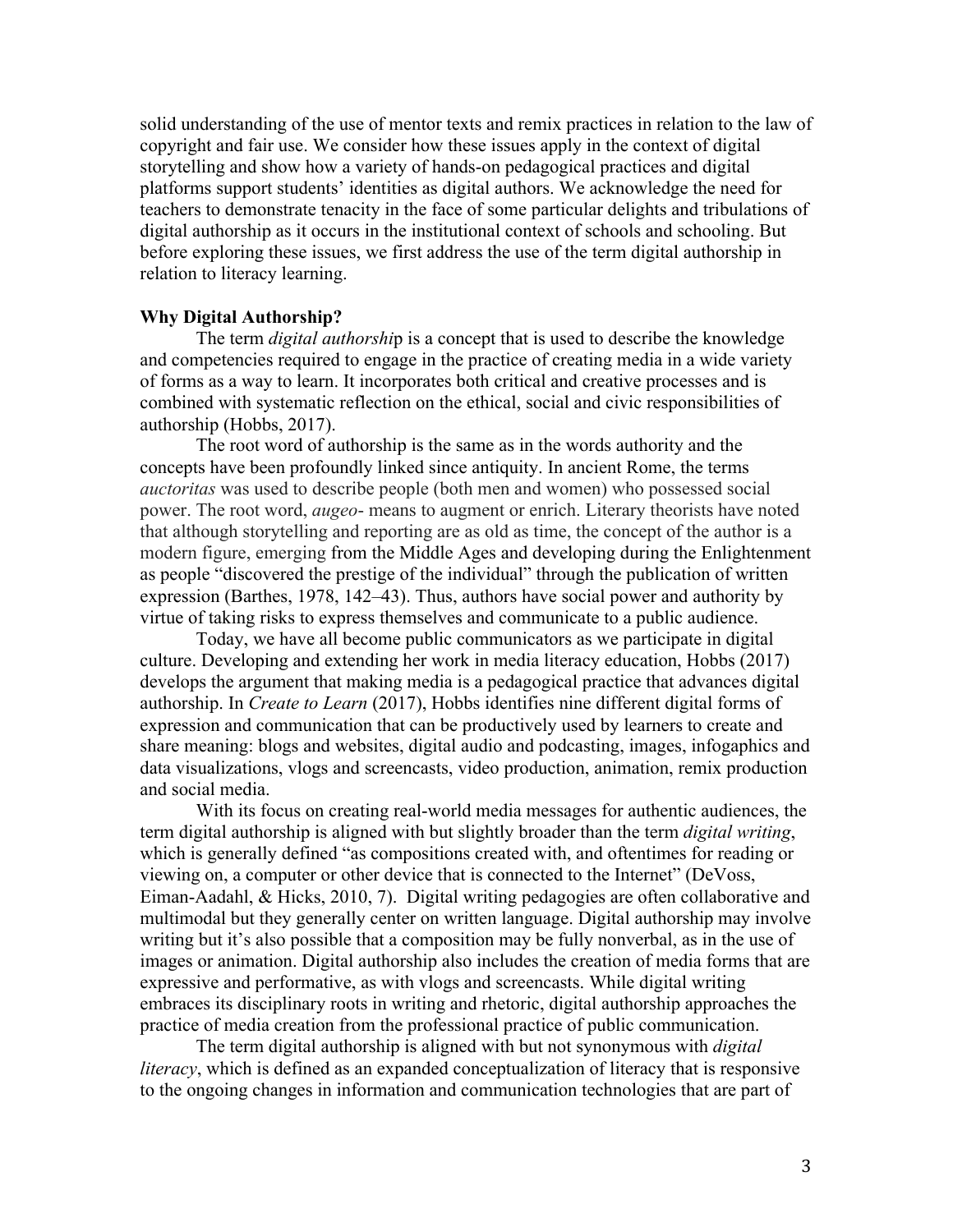solid understanding of the use of mentor texts and remix practices in relation to the law of copyright and fair use. We consider how these issues apply in the context of digital storytelling and show how a variety of hands-on pedagogical practices and digital platforms support students' identities as digital authors. We acknowledge the need for teachers to demonstrate tenacity in the face of some particular delights and tribulations of digital authorship as it occurs in the institutional context of schools and schooling. But before exploring these issues, we first address the use of the term digital authorship in relation to literacy learning.

**Why Digital Authorship?**

The term *digital authorshi*p is a concept that is used to describe the knowledge and competencies required to engage in the practice of creating media in a wide variety of forms as a way to learn. It incorporates both critical and creative processes and is combined with systematic reflection on the ethical, social and civic responsibilities of authorship (Hobbs, 2017).

The root word of authorship is the same as in the words authority and the concepts have been profoundly linked since antiquity. In ancient Rome, the terms *auctoritas* was used to describe people (both men and women) who possessed social power. The root word, *augeo-* means to augment or enrich. Literary theorists have noted that although storytelling and reporting are as old as time, the concept of the author is a modern figure, emerging from the Middle Ages and developing during the Enlightenment as people "discovered the prestige of the individual" through the publication of written expression (Barthes, 1978, 142–43). Thus, authors have social power and authority by virtue of taking risks to express themselves and communicate to a public audience.

Today, we have all become public communicators as we participate in digital culture. Developing and extending her work in media literacy education, Hobbs (2017) develops the argument that making media is a pedagogical practice that advances digital authorship. In *Create to Learn* (2017), Hobbs identifies nine different digital forms of expression and communication that can be productively used by learners to create and share meaning: blogs and websites, digital audio and podcasting, images, infogaphics and data visualizations, vlogs and screencasts, video production, animation, remix production and social media.

With its focus on creating real-world media messages for authentic audiences, the term digital authorship is aligned with but slightly broader than the term *digital writing*, which is generally defined "as compositions created with, and oftentimes for reading or viewing on, a computer or other device that is connected to the Internet" (DeVoss, Eiman-Aadahl, & Hicks, 2010, 7). Digital writing pedagogies are often collaborative and multimodal but they generally center on written language. Digital authorship may involve writing but it's also possible that a composition may be fully nonverbal, as in the use of images or animation. Digital authorship also includes the creation of media forms that are expressive and performative, as with vlogs and screencasts. While digital writing embraces its disciplinary roots in writing and rhetoric, digital authorship approaches the practice of media creation from the professional practice of public communication.

The term digital authorship is aligned with but not synonymous with *digital literacy*, which is defined as an expanded conceptualization of literacy that is responsive to the ongoing changes in information and communication technologies that are part of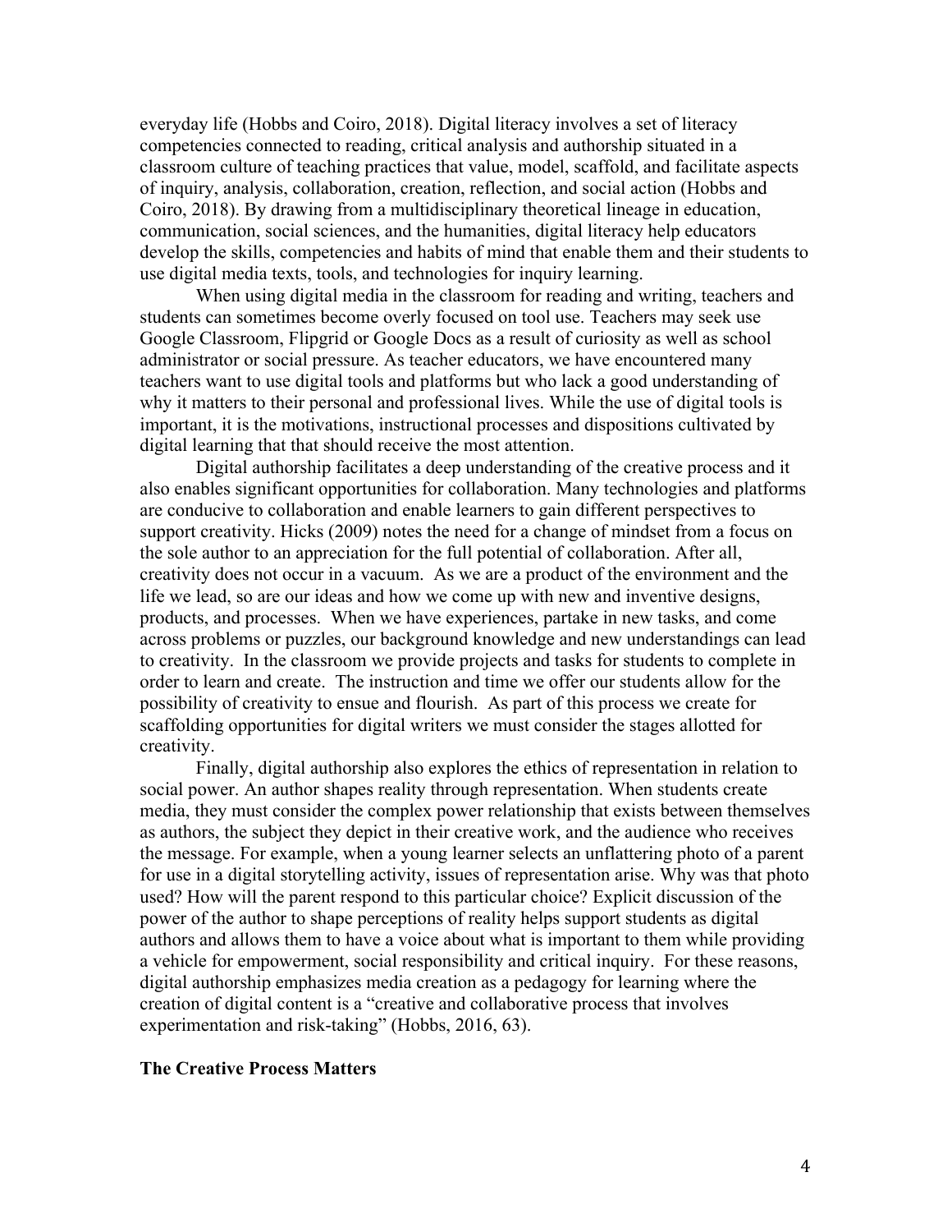everyday life (Hobbs and Coiro, 2018). Digital literacy involves a set of literacy competencies connected to reading, critical analysis and authorship situated in a classroom culture of teaching practices that value, model, scaffold, and facilitate aspects of inquiry, analysis, collaboration, creation, reflection, and social action (Hobbs and Coiro, 2018). By drawing from a multidisciplinary theoretical lineage in education, communication, social sciences, and the humanities, digital literacy help educators develop the skills, competencies and habits of mind that enable them and their students to use digital media texts, tools, and technologies for inquiry learning.

When using digital media in the classroom for reading and writing, teachers and students can sometimes become overly focused on tool use. Teachers may seek use Google Classroom, Flipgrid or Google Docs as a result of curiosity as well as school administrator or social pressure. As teacher educators, we have encountered many teachers want to use digital tools and platforms but who lack a good understanding of why it matters to their personal and professional lives. While the use of digital tools is important, it is the motivations, instructional processes and dispositions cultivated by digital learning that that should receive the most attention.

Digital authorship facilitates a deep understanding of the creative process and it also enables significant opportunities for collaboration. Many technologies and platforms are conducive to collaboration and enable learners to gain different perspectives to support creativity. Hicks (2009) notes the need for a change of mindset from a focus on the sole author to an appreciation for the full potential of collaboration. After all, creativity does not occur in a vacuum. As we are a product of the environment and the life we lead, so are our ideas and how we come up with new and inventive designs, products, and processes. When we have experiences, partake in new tasks, and come across problems or puzzles, our background knowledge and new understandings can lead to creativity. In the classroom we provide projects and tasks for students to complete in order to learn and create. The instruction and time we offer our students allow for the possibility of creativity to ensue and flourish. As part of this process we create for scaffolding opportunities for digital writers we must consider the stages allotted for creativity.

Finally, digital authorship also explores the ethics of representation in relation to social power. An author shapes reality through representation. When students create media, they must consider the complex power relationship that exists between themselves as authors, the subject they depict in their creative work, and the audience who receives the message. For example, when a young learner selects an unflattering photo of a parent for use in a digital storytelling activity, issues of representation arise. Why was that photo used? How will the parent respond to this particular choice? Explicit discussion of the power of the author to shape perceptions of reality helps support students as digital authors and allows them to have a voice about what is important to them while providing a vehicle for empowerment, social responsibility and critical inquiry. For these reasons, digital authorship emphasizes media creation as a pedagogy for learning where the creation of digital content is a "creative and collaborative process that involves experimentation and risk-taking" (Hobbs, 2016, 63).

## The Creative Process Matters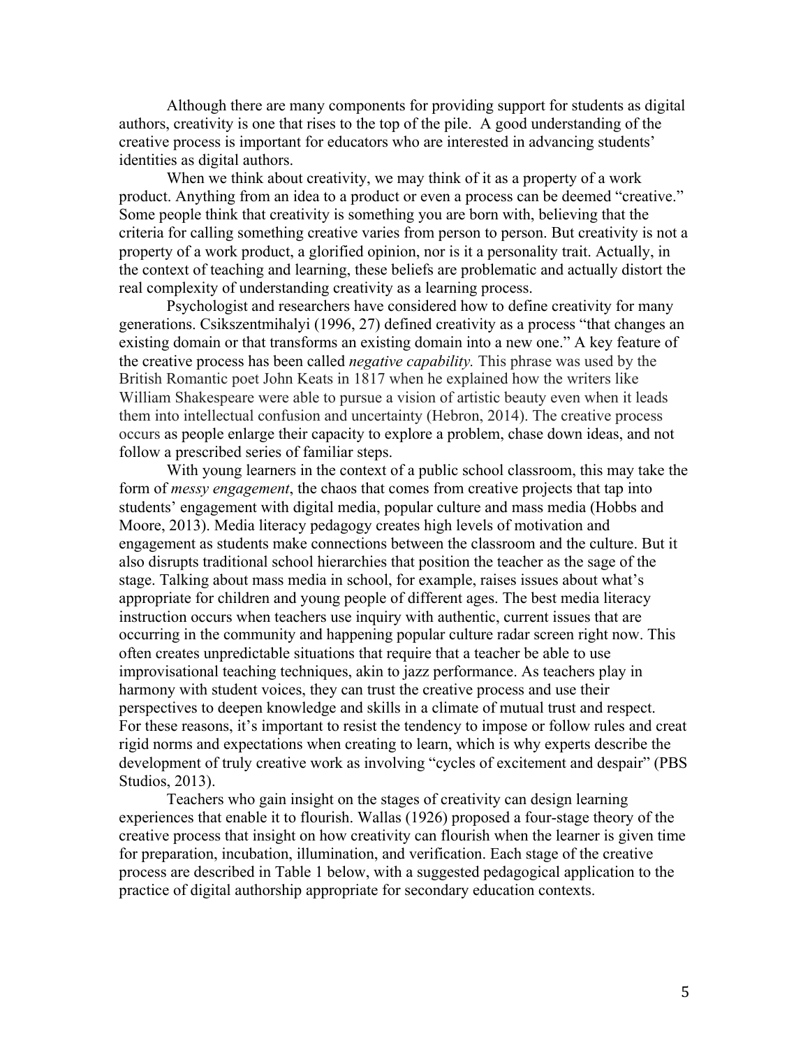Although there are many components for providing support for students as digital authors, creativity is one that rises to the top of the pile. A good understanding of the creative process is important for educators who are interested in advancing students' identities as digital authors.

When we think about creativity, we may think of it as a property of a work product. Anything from an idea to a product or even a process can be deemed "creative." Some people think that creativity is something you are born with, believing that the criteria for calling something creative varies from person to person. But creativity is not a property of a work product, a glorified opinion, nor is it a personality trait. Actually, in the context of teaching and learning, these beliefs are problematic and actually distort the real complexity of understanding creativity as a learning process.

Psychologist and researchers have considered how to define creativity for many generations. Csikszentmihalyi (1996, 27) defined creativity as a process "that changes an existing domain or that transforms an existing domain into a new one." A key feature of the creative process has been called *negative capability.* This phrase was used by the British Romantic poet John Keats in 1817 when he explained how the writers like William Shakespeare were able to pursue a vision of artistic beauty even when it leads them into intellectual confusion and uncertainty (Hebron, 2014). The creative process occurs as people enlarge their capacity to explore a problem, chase down ideas, and not follow a prescribed series of familiar steps.

With young learners in the context of a public school classroom, this may take the form of *messy engagement*, the chaos that comes from creative projects that tap into students' engagement with digital media, popular culture and mass media (Hobbs and Moore, 2013). Media literacy pedagogy creates high levels of motivation and engagement as students make connections between the classroom and the culture. But it also disrupts traditional school hierarchies that position the teacher as the sage of the stage. Talking about mass media in school, for example, raises issues about what's appropriate for children and young people of different ages. The best media literacy instruction occurs when teachers use inquiry with authentic, current issues that are occurring in the community and happening popular culture radar screen right now. This often creates unpredictable situations that require that a teacher be able to use improvisational teaching techniques, akin to jazz performance. As teachers play in harmony with student voices, they can trust the creative process and use their perspectives to deepen knowledge and skills in a climate of mutual trust and respect. For these reasons, it's important to resist the tendency to impose or follow rules and creat rigid norms and expectations when creating to learn, which is why experts describe the development of truly creative work as involving "cycles of excitement and despair" (PBS Studios, 2013).

Teachers who gain insight on the stages of creativity can design learning experiences that enable it to flourish. Wallas (1926) proposed a four-stage theory of the creative process that insight on how creativity can flourish when the learner is given time for preparation, incubation, illumination, and verification. Each stage of the creative process are described in Table 1 below, with a suggested pedagogical application to the practice of digital authorship appropriate for secondary education contexts.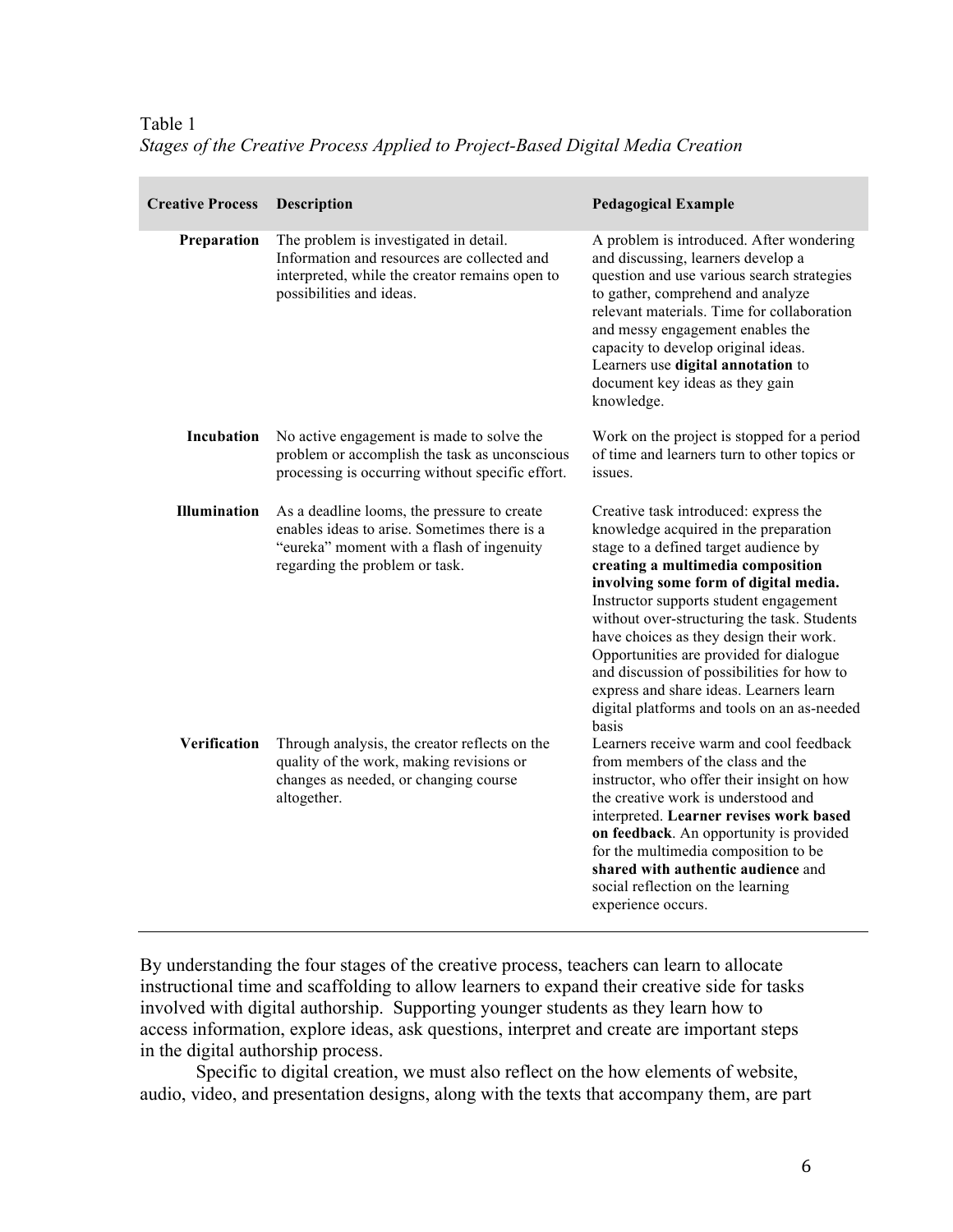Table 1
*Stages of the Creative Process Applied to Project-Based Digital Media Creation*

| Creative Process | Description | Pedagogical Example |
| --- | --- | --- |
| **Preparation** | The problem is investigated in detail. Information and resources are collected and interpreted, while the creator remains open to possibilities and ideas. | A problem is introduced. After wondering and discussing, learners develop a question and use various search strategies to gather, comprehend and analyze relevant materials. Time for collaboration and messy engagement enables the capacity to develop original ideas. Learners use **digital annotation** to document key ideas as they gain knowledge. |
| **Incubation** | No active engagement is made to solve the problem or accomplish the task as unconscious processing is occurring without specific effort. | Work on the project is stopped for a period of time and learners turn to other topics or issues. |
| **Illumination** | As a deadline looms, the pressure to create enables ideas to arise. Sometimes there is a "eureka" moment with a flash of ingenuity regarding the problem or task. | Creative task introduced: express the knowledge acquired in the preparation stage to a defined target audience by **creating a multimedia composition involving some form of digital media.** Instructor supports student engagement without over-structuring the task. Students have choices as they design their work. Opportunities are provided for dialogue and discussion of possibilities for how to express and share ideas. Learners learn digital platforms and tools on an as-needed basis |
| **Verification** | Through analysis, the creator reflects on the quality of the work, making revisions or changes as needed, or changing course altogether. | Learners receive warm and cool feedback from members of the class and the instructor, who offer their insight on how the creative work is understood and interpreted. **Learner revises work based on feedback**. An opportunity is provided for the multimedia composition to be **shared with authentic audience** and social reflection on the learning experience occurs. |

By understanding the four stages of the creative process, teachers can learn to allocate instructional time and scaffolding to allow learners to expand their creative side for tasks involved with digital authorship. Supporting younger students as they learn how to access information, explore ideas, ask questions, interpret and create are important steps in the digital authorship process.

Specific to digital creation, we must also reflect on the how elements of website, audio, video, and presentation designs, along with the texts that accompany them, are part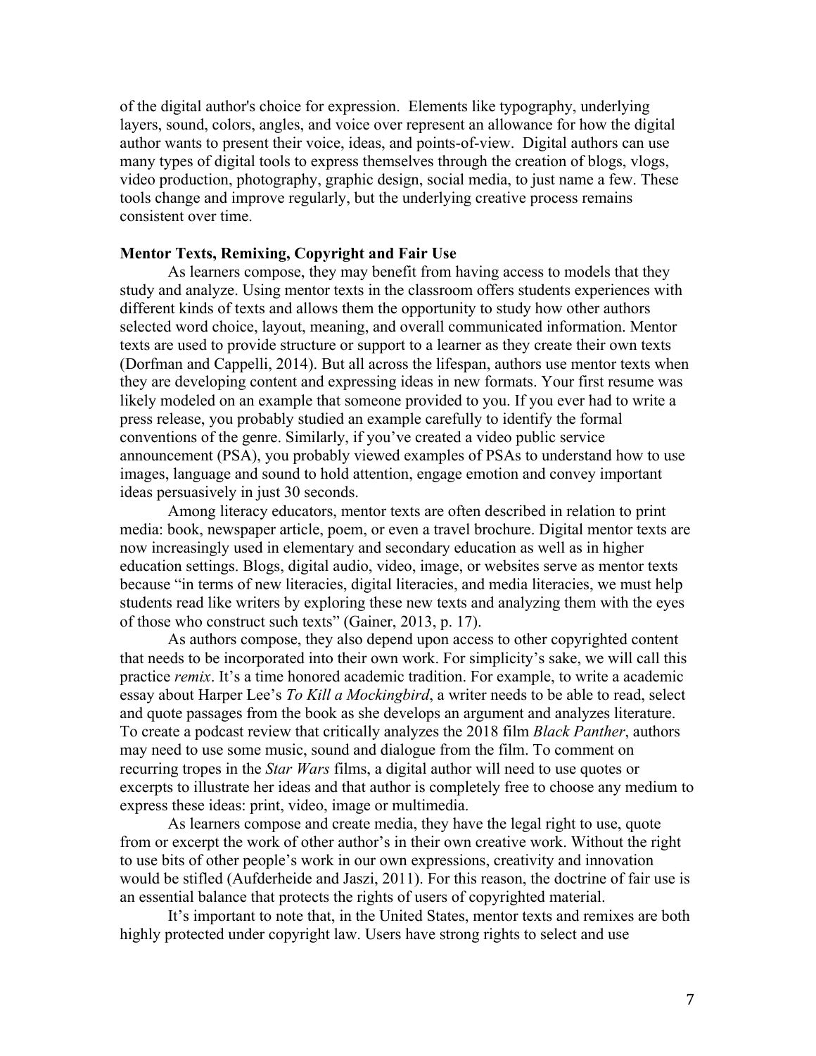of the digital author's choice for expression. Elements like typography, underlying layers, sound, colors, angles, and voice over represent an allowance for how the digital author wants to present their voice, ideas, and points-of-view. Digital authors can use many types of digital tools to express themselves through the creation of blogs, vlogs, video production, photography, graphic design, social media, to just name a few. These tools change and improve regularly, but the underlying creative process remains consistent over time.

**Mentor Texts, Remixing, Copyright and Fair Use**

As learners compose, they may benefit from having access to models that they study and analyze. Using mentor texts in the classroom offers students experiences with different kinds of texts and allows them the opportunity to study how other authors selected word choice, layout, meaning, and overall communicated information. Mentor texts are used to provide structure or support to a learner as they create their own texts (Dorfman and Cappelli, 2014). But all across the lifespan, authors use mentor texts when they are developing content and expressing ideas in new formats. Your first resume was likely modeled on an example that someone provided to you. If you ever had to write a press release, you probably studied an example carefully to identify the formal conventions of the genre. Similarly, if you've created a video public service announcement (PSA), you probably viewed examples of PSAs to understand how to use images, language and sound to hold attention, engage emotion and convey important ideas persuasively in just 30 seconds.

Among literacy educators, mentor texts are often described in relation to print media: book, newspaper article, poem, or even a travel brochure. Digital mentor texts are now increasingly used in elementary and secondary education as well as in higher education settings. Blogs, digital audio, video, image, or websites serve as mentor texts because "in terms of new literacies, digital literacies, and media literacies, we must help students read like writers by exploring these new texts and analyzing them with the eyes of those who construct such texts" (Gainer, 2013, p. 17).

As authors compose, they also depend upon access to other copyrighted content that needs to be incorporated into their own work. For simplicity's sake, we will call this practice *remix*. It's a time honored academic tradition. For example, to write a academic essay about Harper Lee's *To Kill a Mockingbird*, a writer needs to be able to read, select and quote passages from the book as she develops an argument and analyzes literature. To create a podcast review that critically analyzes the 2018 film *Black Panther*, authors may need to use some music, sound and dialogue from the film. To comment on recurring tropes in the *Star Wars* films, a digital author will need to use quotes or excerpts to illustrate her ideas and that author is completely free to choose any medium to express these ideas: print, video, image or multimedia.

As learners compose and create media, they have the legal right to use, quote from or excerpt the work of other author's in their own creative work. Without the right to use bits of other people's work in our own expressions, creativity and innovation would be stifled (Aufderheide and Jaszi, 2011). For this reason, the doctrine of fair use is an essential balance that protects the rights of users of copyrighted material.

It's important to note that, in the United States, mentor texts and remixes are both highly protected under copyright law. Users have strong rights to select and use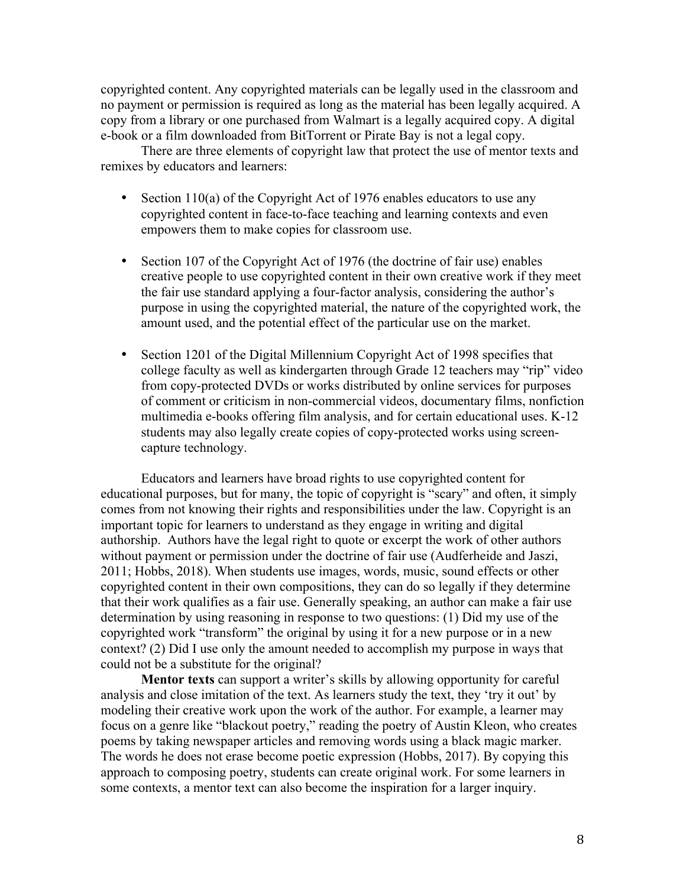copyrighted content. Any copyrighted materials can be legally used in the classroom and no payment or permission is required as long as the material has been legally acquired. A copy from a library or one purchased from Walmart is a legally acquired copy. A digital e-book or a film downloaded from BitTorrent or Pirate Bay is not a legal copy.

There are three elements of copyright law that protect the use of mentor texts and remixes by educators and learners:

- Section 110(a) of the Copyright Act of 1976 enables educators to use any copyrighted content in face-to-face teaching and learning contexts and even empowers them to make copies for classroom use.

- Section 107 of the Copyright Act of 1976 (the doctrine of fair use) enables creative people to use copyrighted content in their own creative work if they meet the fair use standard applying a four-factor analysis, considering the author's purpose in using the copyrighted material, the nature of the copyrighted work, the amount used, and the potential effect of the particular use on the market.

- Section 1201 of the Digital Millennium Copyright Act of 1998 specifies that college faculty as well as kindergarten through Grade 12 teachers may "rip" video from copy-protected DVDs or works distributed by online services for purposes of comment or criticism in non-commercial videos, documentary films, nonfiction multimedia e-books offering film analysis, and for certain educational uses. K-12 students may also legally create copies of copy-protected works using screen-capture technology.

Educators and learners have broad rights to use copyrighted content for educational purposes, but for many, the topic of copyright is "scary" and often, it simply comes from not knowing their rights and responsibilities under the law. Copyright is an important topic for learners to understand as they engage in writing and digital authorship. Authors have the legal right to quote or excerpt the work of other authors without payment or permission under the doctrine of fair use (Audferheide and Jaszi, 2011; Hobbs, 2018). When students use images, words, music, sound effects or other copyrighted content in their own compositions, they can do so legally if they determine that their work qualifies as a fair use. Generally speaking, an author can make a fair use determination by using reasoning in response to two questions: (1) Did my use of the copyrighted work "transform" the original by using it for a new purpose or in a new context? (2) Did I use only the amount needed to accomplish my purpose in ways that could not be a substitute for the original?

**Mentor texts** can support a writer's skills by allowing opportunity for careful analysis and close imitation of the text. As learners study the text, they 'try it out' by modeling their creative work upon the work of the author. For example, a learner may focus on a genre like "blackout poetry," reading the poetry of Austin Kleon, who creates poems by taking newspaper articles and removing words using a black magic marker. The words he does not erase become poetic expression (Hobbs, 2017). By copying this approach to composing poetry, students can create original work. For some learners in some contexts, a mentor text can also become the inspiration for a larger inquiry.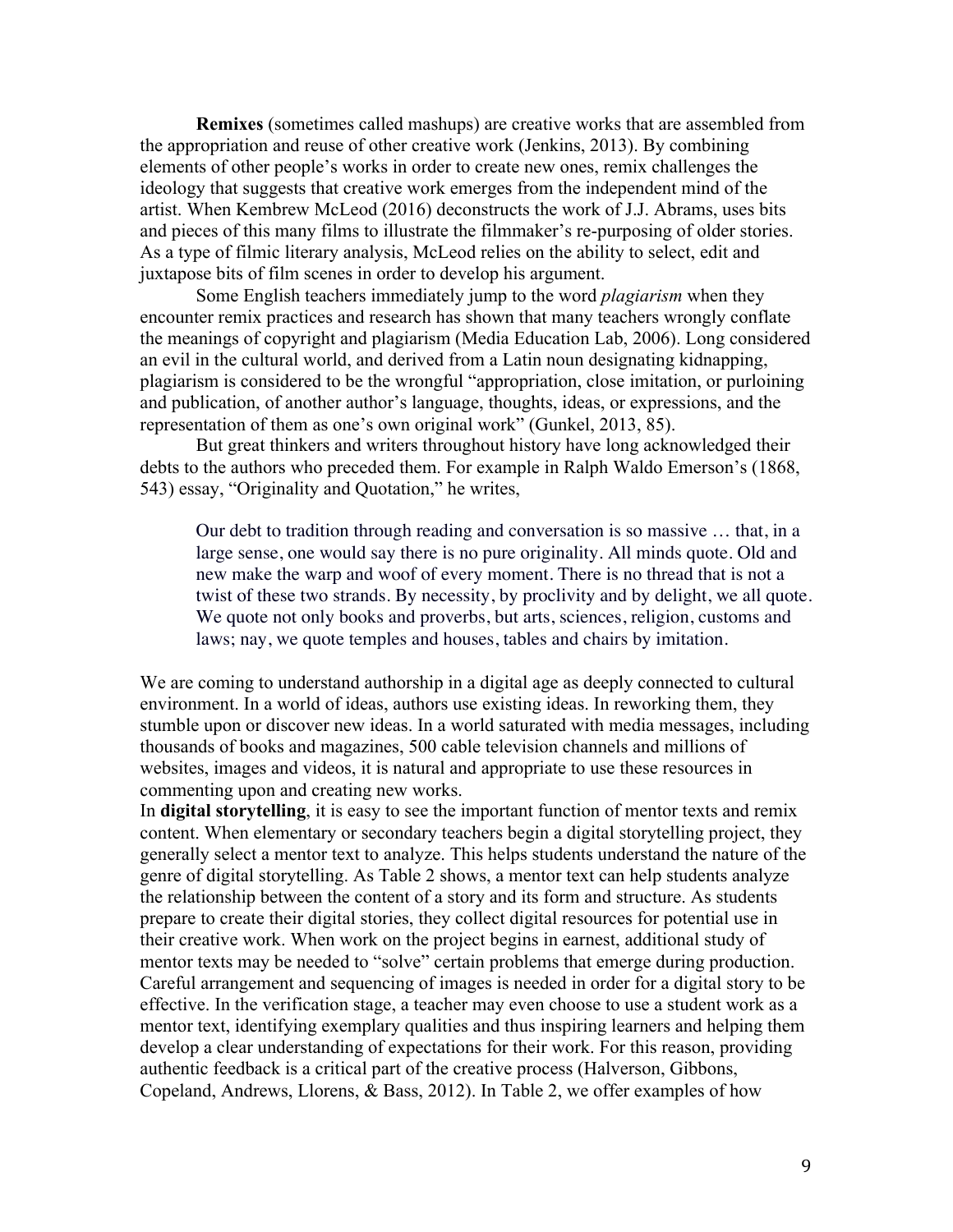**Remixes** (sometimes called mashups) are creative works that are assembled from the appropriation and reuse of other creative work (Jenkins, 2013). By combining elements of other people's works in order to create new ones, remix challenges the ideology that suggests that creative work emerges from the independent mind of the artist. When Kembrew McLeod (2016) deconstructs the work of J.J. Abrams, uses bits and pieces of this many films to illustrate the filmmaker's re-purposing of older stories. As a type of filmic literary analysis, McLeod relies on the ability to select, edit and juxtapose bits of film scenes in order to develop his argument.

Some English teachers immediately jump to the word *plagiarism* when they encounter remix practices and research has shown that many teachers wrongly conflate the meanings of copyright and plagiarism (Media Education Lab, 2006). Long considered an evil in the cultural world, and derived from a Latin noun designating kidnapping, plagiarism is considered to be the wrongful "appropriation, close imitation, or purloining and publication, of another author's language, thoughts, ideas, or expressions, and the representation of them as one's own original work" (Gunkel, 2013, 85).

But great thinkers and writers throughout history have long acknowledged their debts to the authors who preceded them. For example in Ralph Waldo Emerson's (1868, 543) essay, "Originality and Quotation," he writes,

> Our debt to tradition through reading and conversation is so massive … that, in a large sense, one would say there is no pure originality. All minds quote. Old and new make the warp and woof of every moment. There is no thread that is not a twist of these two strands. By necessity, by proclivity and by delight, we all quote. We quote not only books and proverbs, but arts, sciences, religion, customs and laws; nay, we quote temples and houses, tables and chairs by imitation.

We are coming to understand authorship in a digital age as deeply connected to cultural environment. In a world of ideas, authors use existing ideas. In reworking them, they stumble upon or discover new ideas. In a world saturated with media messages, including thousands of books and magazines, 500 cable television channels and millions of websites, images and videos, it is natural and appropriate to use these resources in commenting upon and creating new works.

In **digital storytelling**, it is easy to see the important function of mentor texts and remix content. When elementary or secondary teachers begin a digital storytelling project, they generally select a mentor text to analyze. This helps students understand the nature of the genre of digital storytelling. As Table 2 shows, a mentor text can help students analyze the relationship between the content of a story and its form and structure. As students prepare to create their digital stories, they collect digital resources for potential use in their creative work. When work on the project begins in earnest, additional study of mentor texts may be needed to "solve" certain problems that emerge during production. Careful arrangement and sequencing of images is needed in order for a digital story to be effective. In the verification stage, a teacher may even choose to use a student work as a mentor text, identifying exemplary qualities and thus inspiring learners and helping them develop a clear understanding of expectations for their work. For this reason, providing authentic feedback is a critical part of the creative process (Halverson, Gibbons, Copeland, Andrews, Llorens, & Bass, 2012). In Table 2, we offer examples of how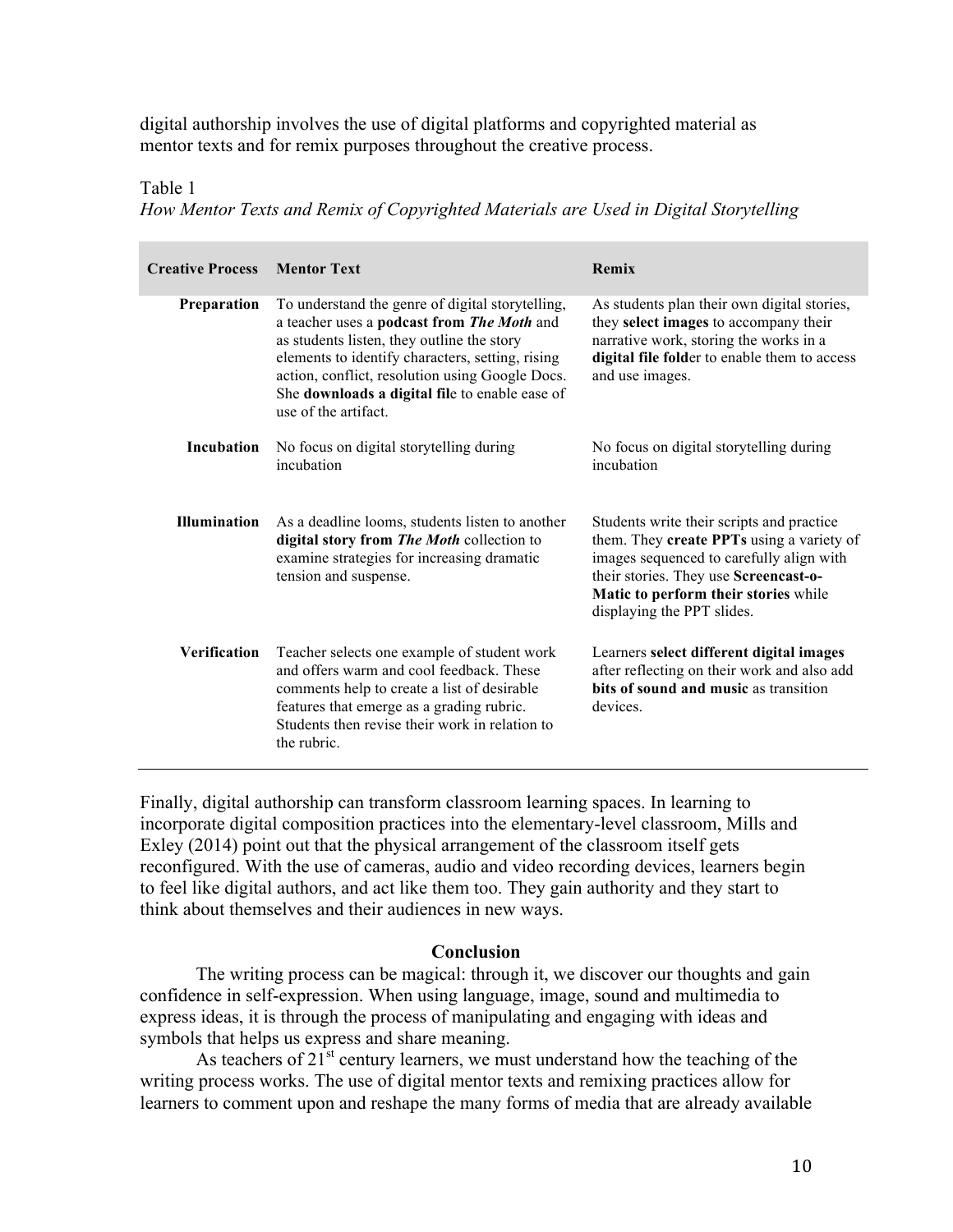digital authorship involves the use of digital platforms and copyrighted material as mentor texts and for remix purposes throughout the creative process.

Table 1
*How Mentor Texts and Remix of Copyrighted Materials are Used in Digital Storytelling*

| Creative Process | Mentor Text | Remix |
|---|---|---|
| Preparation | To understand the genre of digital storytelling, a teacher uses a **podcast from *The Moth*** and as students listen, they outline the story elements to identify characters, setting, rising action, conflict, resolution using Google Docs. She **downloads a digital fil**e to enable ease of use of the artifact. | As students plan their own digital stories, they **select images** to accompany their narrative work, storing the works in a **digital file fold**er to enable them to access and use images. |
| Incubation | No focus on digital storytelling during incubation | No focus on digital storytelling during incubation |
| Illumination | As a deadline looms, students listen to another **digital story from *The Moth*** collection to examine strategies for increasing dramatic tension and suspense. | Students write their scripts and practice them. They **create PPTs** using a variety of images sequenced to carefully align with their stories. They use **Screencast-o-Matic to perform their stories** while displaying the PPT slides. |
| Verification | Teacher selects one example of student work and offers warm and cool feedback. These comments help to create a list of desirable features that emerge as a grading rubric. Students then revise their work in relation to the rubric. | Learners **select different digital images** after reflecting on their work and also add **bits of sound and music** as transition devices. |

Finally, digital authorship can transform classroom learning spaces. In learning to incorporate digital composition practices into the elementary-level classroom, Mills and Exley (2014) point out that the physical arrangement of the classroom itself gets reconfigured. With the use of cameras, audio and video recording devices, learners begin to feel like digital authors, and act like them too. They gain authority and they start to think about themselves and their audiences in new ways.

## Conclusion

The writing process can be magical: through it, we discover our thoughts and gain confidence in self-expression. When using language, image, sound and multimedia to express ideas, it is through the process of manipulating and engaging with ideas and symbols that helps us express and share meaning.

As teachers of 21st century learners, we must understand how the teaching of the writing process works. The use of digital mentor texts and remixing practices allow for learners to comment upon and reshape the many forms of media that are already available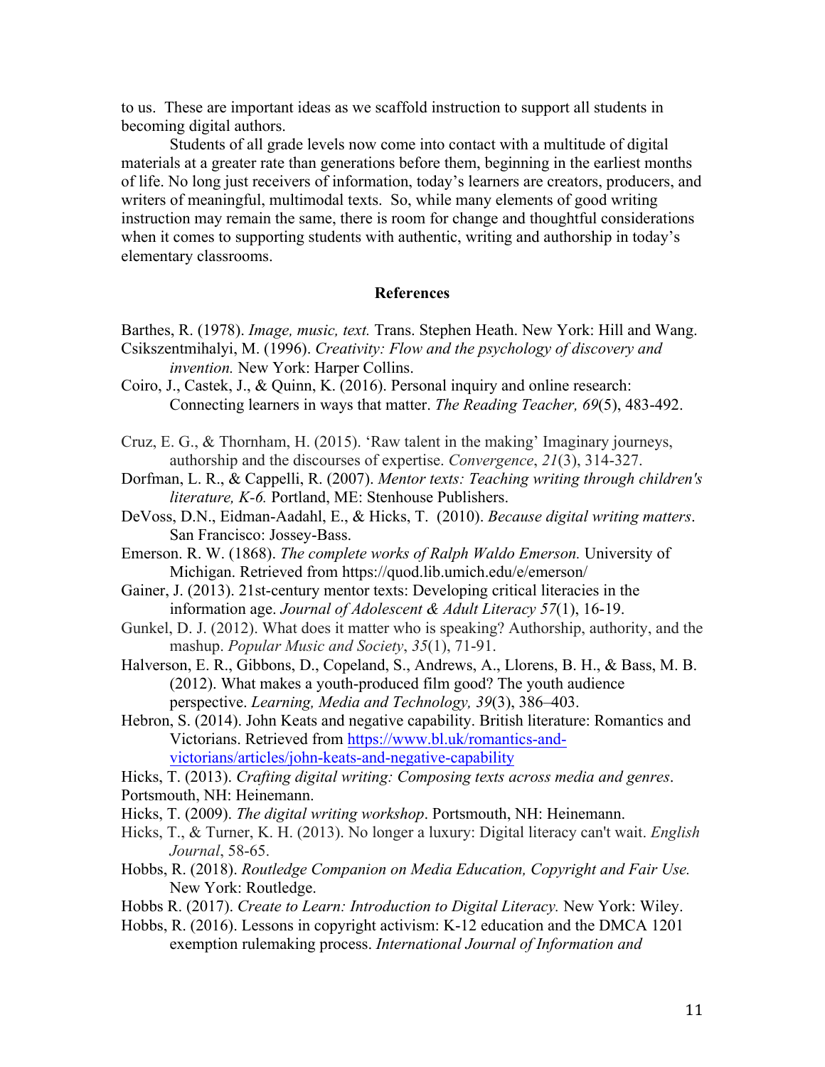to us. These are important ideas as we scaffold instruction to support all students in becoming digital authors.

Students of all grade levels now come into contact with a multitude of digital materials at a greater rate than generations before them, beginning in the earliest months of life. No long just receivers of information, today's learners are creators, producers, and writers of meaningful, multimodal texts. So, while many elements of good writing instruction may remain the same, there is room for change and thoughtful considerations when it comes to supporting students with authentic, writing and authorship in today's elementary classrooms.

## References

Barthes, R. (1978). *Image, music, text.* Trans. Stephen Heath. New York: Hill and Wang.

Csikszentmihalyi, M. (1996). *Creativity: Flow and the psychology of discovery and invention.* New York: Harper Collins.

Coiro, J., Castek, J., & Quinn, K. (2016). Personal inquiry and online research: Connecting learners in ways that matter. *The Reading Teacher, 69*(5), 483-492.

Cruz, E. G., & Thornham, H. (2015). 'Raw talent in the making' Imaginary journeys, authorship and the discourses of expertise. *Convergence*, *21*(3), 314-327.

Dorfman, L. R., & Cappelli, R. (2007). *Mentor texts: Teaching writing through children's literature, K-6.* Portland, ME: Stenhouse Publishers.

DeVoss, D.N., Eidman-Aadahl, E., & Hicks, T. (2010). *Because digital writing matters*. San Francisco: Jossey-Bass.

Emerson. R. W. (1868). *The complete works of Ralph Waldo Emerson.* University of Michigan. Retrieved from https://quod.lib.umich.edu/e/emerson/

Gainer, J. (2013). 21st-century mentor texts: Developing critical literacies in the information age. *Journal of Adolescent & Adult Literacy 57*(1), 16-19.

Gunkel, D. J. (2012). What does it matter who is speaking? Authorship, authority, and the mashup. *Popular Music and Society*, *35*(1), 71-91.

Halverson, E. R., Gibbons, D., Copeland, S., Andrews, A., Llorens, B. H., & Bass, M. B. (2012). What makes a youth-produced film good? The youth audience perspective. *Learning, Media and Technology, 39*(3), 386–403.

Hebron, S. (2014). John Keats and negative capability. British literature: Romantics and Victorians. Retrieved from https://www.bl.uk/romantics-and-victorians/articles/john-keats-and-negative-capability

Hicks, T. (2013). *Crafting digital writing: Composing texts across media and genres*. Portsmouth, NH: Heinemann.

Hicks, T. (2009). *The digital writing workshop*. Portsmouth, NH: Heinemann.

Hicks, T., & Turner, K. H. (2013). No longer a luxury: Digital literacy can't wait. *English Journal*, 58-65.

Hobbs, R. (2018). *Routledge Companion on Media Education, Copyright and Fair Use.* New York: Routledge.

Hobbs R. (2017). *Create to Learn: Introduction to Digital Literacy.* New York: Wiley.

Hobbs, R. (2016). Lessons in copyright activism: K-12 education and the DMCA 1201 exemption rulemaking process. *International Journal of Information and*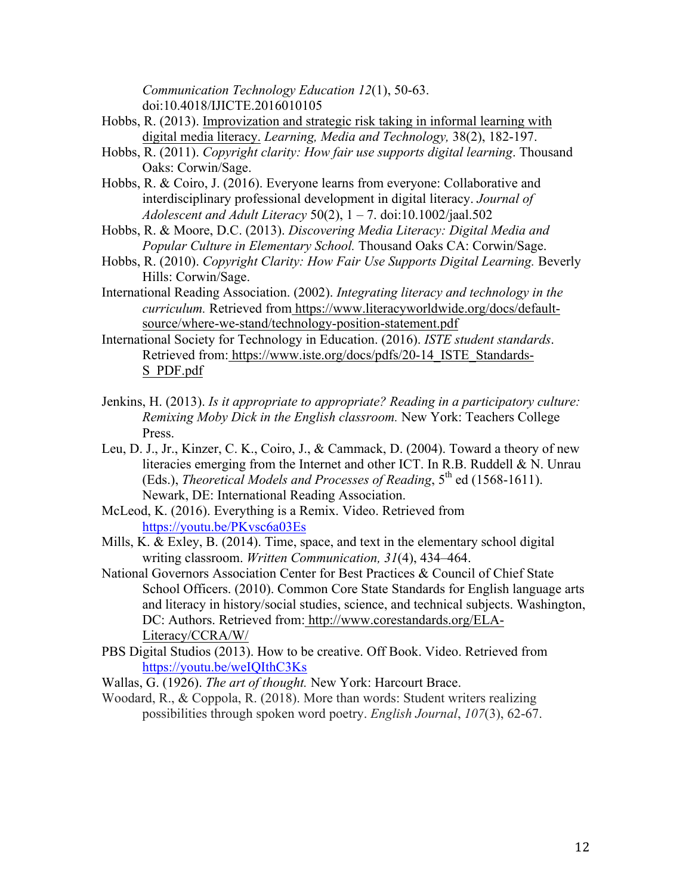*Communication Technology Education 12*(1), 50-63. doi:10.4018/IJICTE.2016010105

Hobbs, R. (2013). Improvization and strategic risk taking in informal learning with digital media literacy. *Learning, Media and Technology,* 38(2), 182-197.

Hobbs, R. (2011). *Copyright clarity: How fair use supports digital learning*. Thousand Oaks: Corwin/Sage.

Hobbs, R. & Coiro, J. (2016). Everyone learns from everyone: Collaborative and interdisciplinary professional development in digital literacy. *Journal of Adolescent and Adult Literacy* 50(2), 1 – 7. doi:10.1002/jaal.502

Hobbs, R. & Moore, D.C. (2013). *Discovering Media Literacy: Digital Media and Popular Culture in Elementary School.* Thousand Oaks CA: Corwin/Sage.

Hobbs, R. (2010). *Copyright Clarity: How Fair Use Supports Digital Learning.* Beverly Hills: Corwin/Sage.

International Reading Association. (2002). *Integrating literacy and technology in the curriculum.* Retrieved from https://www.literacyworldwide.org/docs/default-source/where-we-stand/technology-position-statement.pdf

International Society for Technology in Education. (2016). *ISTE student standards*. Retrieved from: https://www.iste.org/docs/pdfs/20-14_ISTE_Standards-S_PDF.pdf

Jenkins, H. (2013). *Is it appropriate to appropriate? Reading in a participatory culture: Remixing Moby Dick in the English classroom.* New York: Teachers College Press.

Leu, D. J., Jr., Kinzer, C. K., Coiro, J., & Cammack, D. (2004). Toward a theory of new literacies emerging from the Internet and other ICT. In R.B. Ruddell & N. Unrau (Eds.), *Theoretical Models and Processes of Reading*, 5th ed (1568-1611). Newark, DE: International Reading Association.

McLeod, K. (2016). Everything is a Remix. Video. Retrieved from https://youtu.be/PKvsc6a03Es

Mills, K. & Exley, B. (2014). Time, space, and text in the elementary school digital writing classroom. *Written Communication, 31*(4), 434–464.

National Governors Association Center for Best Practices & Council of Chief State School Officers. (2010). Common Core State Standards for English language arts and literacy in history/social studies, science, and technical subjects. Washington, DC: Authors. Retrieved from: http://www.corestandards.org/ELA-Literacy/CCRA/W/

PBS Digital Studios (2013). How to be creative. Off Book. Video. Retrieved from https://youtu.be/weIQIthC3Ks

Wallas, G. (1926). *The art of thought.* New York: Harcourt Brace.

Woodard, R., & Coppola, R. (2018). More than words: Student writers realizing possibilities through spoken word poetry. *English Journal*, *107*(3), 62-67.